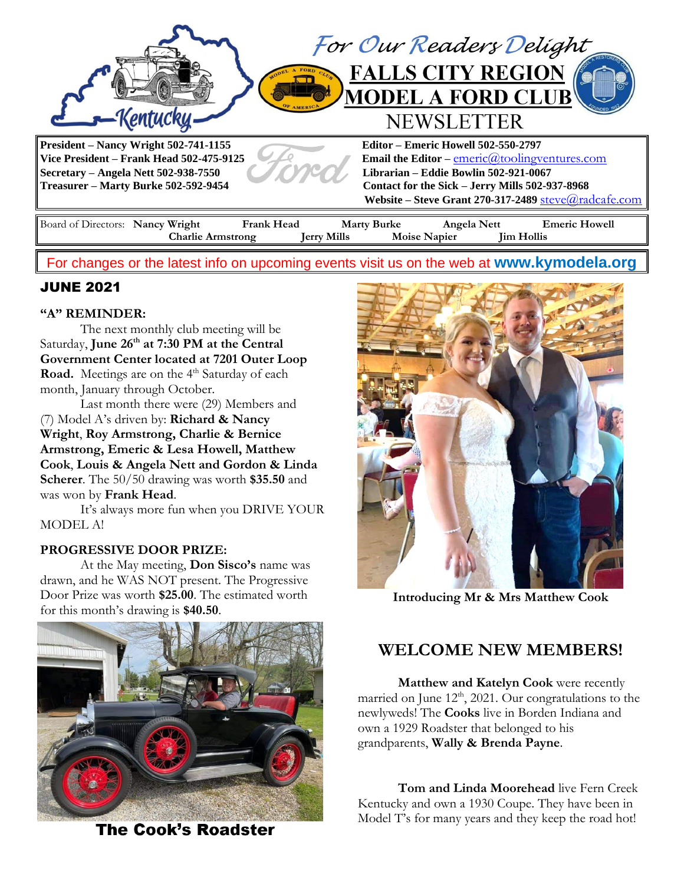# For Our Readers Delight

# FALLS CITY REGION MODEL A FORD CLUB NEWSLETTER

**President – Nancy Wright 502-741-1155**
**Vice President – Frank Head 502-475-9125**
**Secretary – Angela Nett 502-938-7550**
**Treasurer – Marty Burke 502-592-9454**

**Editor – Emeric Howell 502-550-2797**
**Email the Editor –** emeric@toolingventures.com
**Librarian – Eddie Bowlin 502-921-0067**
**Contact for the Sick – Jerry Mills 502-937-8968**
**Website – Steve Grant 270-317-2489** steve@radcafe.com

Board of Directors: **Nancy Wright**, **Frank Head**, **Marty Burke**, **Angela Nett**, **Emeric Howell**, **Charlie Armstrong**, **Jerry Mills**, **Moise Napier**, **Jim Hollis**

For changes or the latest info on upcoming events visit us on the web at **www.kymodela.org**

## JUNE 2021

### "A" REMINDER:

The next monthly club meeting will be Saturday, **June 26th at 7:30 PM at the Central Government Center located at 7201 Outer Loop Road.** Meetings are on the 4th Saturday of each month, January through October.

Last month there were (29) Members and (7) Model A's driven by: **Richard & Nancy Wright**, **Roy Armstrong, Charlie & Bernice Armstrong, Emeric & Lesa Howell, Matthew Cook**, **Louis & Angela Nett and Gordon & Linda Scherer**. The 50/50 drawing was worth **$35.50** and was won by **Frank Head**.

It's always more fun when you DRIVE YOUR MODEL A!

### PROGRESSIVE DOOR PRIZE:

At the May meeting, **Don Sisco's** name was drawn, and he WAS NOT present. The Progressive Door Prize was worth **$25.00**. The estimated worth for this month's drawing is **$40.50**.

**The Cook's Roadster**

**Introducing Mr & Mrs Matthew Cook**

## WELCOME NEW MEMBERS!

**Matthew and Katelyn Cook** were recently married on June 12th, 2021. Our congratulations to the newlyweds! The **Cooks** live in Borden Indiana and own a 1929 Roadster that belonged to his grandparents, **Wally & Brenda Payne**.

**Tom and Linda Moorehead** live Fern Creek Kentucky and own a 1930 Coupe. They have been in Model T's for many years and they keep the road hot!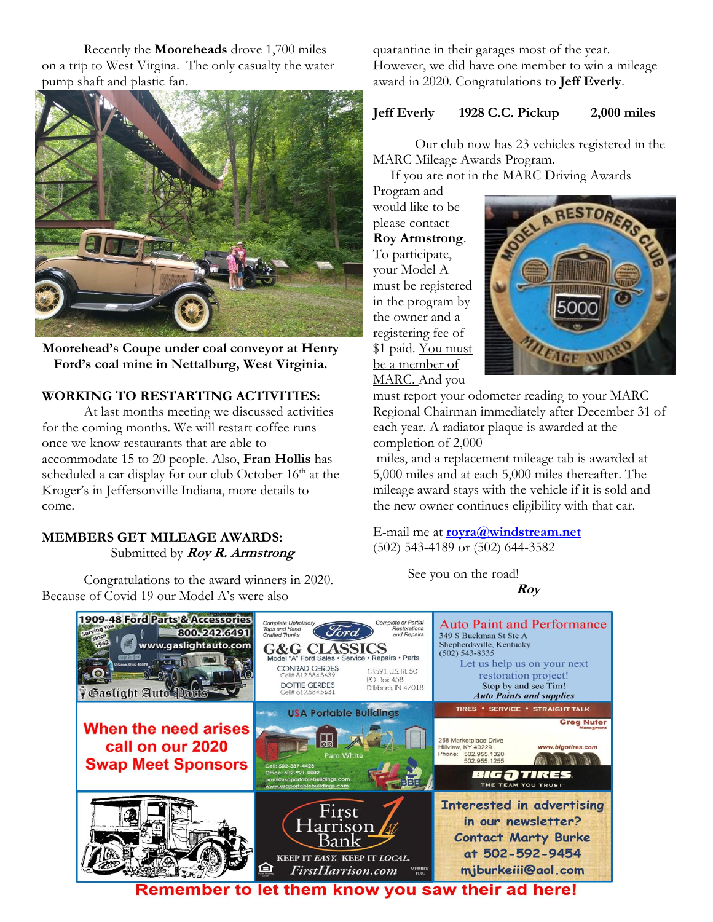Recently the **Mooreheads** drove 1,700 miles on a trip to West Virgina. The only casualty the water pump shaft and plastic fan.

**Moorehead's Coupe under coal conveyor at Henry Ford's coal mine in Nettalburg, West Virginia.**

**WORKING TO RESTARTING ACTIVITIES:**

At last months meeting we discussed activities for the coming months. We will restart coffee runs once we know restaurants that are able to accommodate 15 to 20 people. Also, **Fran Hollis** has scheduled a car display for our club October 16th at the Kroger's in Jeffersonville Indiana, more details to come.

**MEMBERS GET MILEAGE AWARDS:**
Submitted by ***Roy R. Armstrong***

Congratulations to the award winners in 2020. Because of Covid 19 our Model A's were also quarantine in their garages most of the year. However, we did have one member to win a mileage award in 2020. Congratulations to **Jeff Everly**.

**Jeff Everly 1928 C.C. Pickup 2,000 miles**

Our club now has 23 vehicles registered in the MARC Mileage Awards Program.

If you are not in the MARC Driving Awards Program and would like to be please contact **Roy Armstrong**. To participate, your Model A must be registered in the program by the owner and a registering fee of $1 paid. You must be a member of MARC. And you must report your odometer reading to your MARC Regional Chairman immediately after December 31 of each year. A radiator plaque is awarded at the completion of 2,000 miles, and a replacement mileage tab is awarded at 5,000 miles and at each 5,000 miles thereafter. The mileage award stays with the vehicle if it is sold and the new owner continues eligibility with that car.

E-mail me at **royra@windstream.net**
(502) 543-4189 or (502) 644-3582

See you on the road!
***Roy***

1909-48 Ford Parts & Accessories
Serving You Since 1962
800-242.6491
www.gaslightauto.com
Gaslight Auto Parts

Complete Upholstery, Tops and Hand Crafted Trunks
Complete or Partial Restorations and Repairs
G&G CLASSICS
Model "A" Ford Sales • Service • Repairs • Parts
CONRAD GERDES Cell# 812.584.5639
DOTTIE GERDES Cell# 812.584.5631
13591 U.S. Rt. 50
P.O. Box 458
Dillsboro, IN 47018

Auto Paint and Performance
349 S Buckman St Ste A
Shepherdsville, Kentucky
(502) 543-8335
Let us help us on your next restoration project!
Stop by and see Tim!
*Auto Paints and supplies*

When the need arises call on our 2020 Swap Meet Sponsors

USA Portable Buildings
Pam White
Cell: 502-387-4428
Office: 502-921-0002
pam@usaportablebuildings.com
www.usaportablebuildings.com

TIRES • SERVICE • STRAIGHT TALK
Greg Nufer
Managment
268 Marketplace Drive
Hillview, KY 40229
Phone: 502.955.1320
502.955.1255
www.bigotires.com
BIG O TIRES
THE TEAM YOU TRUST

First Harrison Bank
KEEP IT EASY. KEEP IT LOCAL.
FirstHarrison.com

Interested in advertising in our newsletter?
Contact Marty Burke at 502-592-9454
mjburkeiii@aol.com

**Remember to let them know you saw their ad here!**